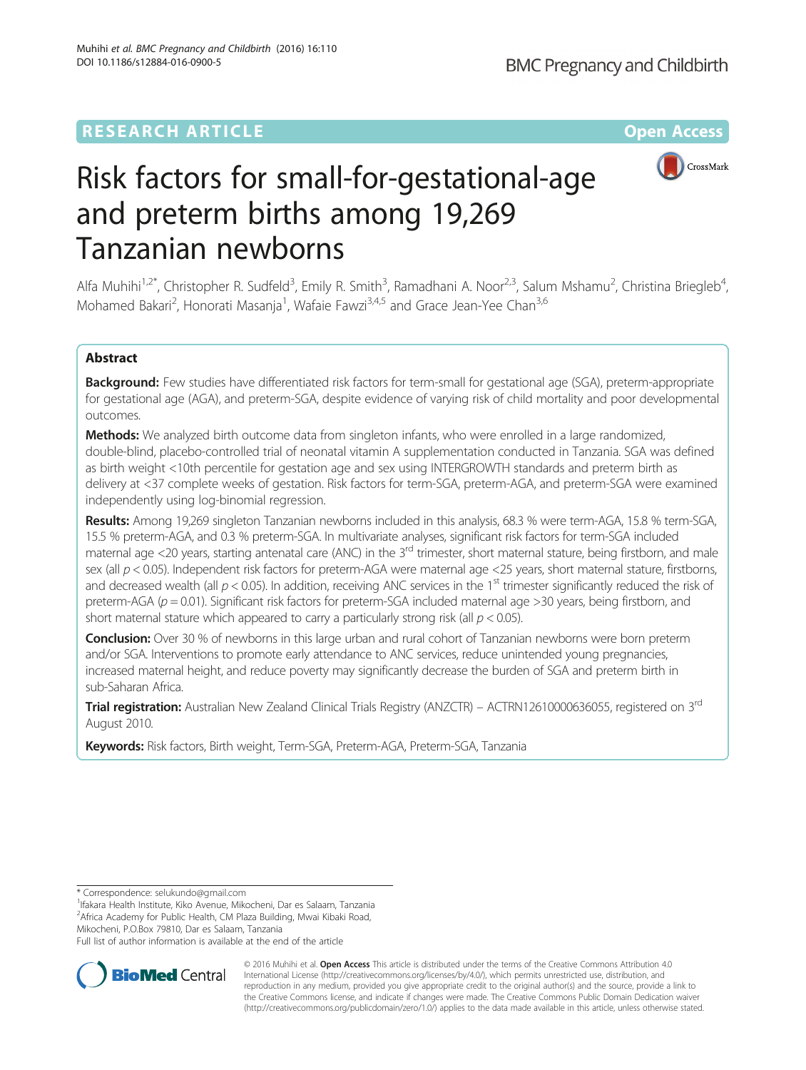RESEARCH ARTICLE Open Access

# Risk factors for small-for-gestational-age and preterm births among 19,269 Tanzanian newborns

Alfa Muhihi[1,2*], Christopher R. Sudfeld[3], Emily R. Smith[3], Ramadhani A. Noor[2,3], Salum Mshamu[2], Christina Briegleb[4], Mohamed Bakari[2], Honorati Masanja[1], Wafaie Fawzi[3,4,5] and Grace Jean-Yee Chan[3,6]

## Abstract

**Background:** Few studies have differentiated risk factors for term-small for gestational age (SGA), preterm-appropriate for gestational age (AGA), and preterm-SGA, despite evidence of varying risk of child mortality and poor developmental outcomes.

**Methods:** We analyzed birth outcome data from singleton infants, who were enrolled in a large randomized, double-blind, placebo-controlled trial of neonatal vitamin A supplementation conducted in Tanzania. SGA was defined as birth weight <10th percentile for gestation age and sex using INTERGROWTH standards and preterm birth as delivery at <37 complete weeks of gestation. Risk factors for term-SGA, preterm-AGA, and preterm-SGA were examined independently using log-binomial regression.

**Results:** Among 19,269 singleton Tanzanian newborns included in this analysis, 68.3 % were term-AGA, 15.8 % term-SGA, 15.5 % preterm-AGA, and 0.3 % preterm-SGA. In multivariate analyses, significant risk factors for term-SGA included maternal age <20 years, starting antenatal care (ANC) in the 3rd trimester, short maternal stature, being firstborn, and male sex (all $p < 0.05$). Independent risk factors for preterm-AGA were maternal age <25 years, short maternal stature, firstborns, and decreased wealth (all $p < 0.05$). In addition, receiving ANC services in the 1st trimester significantly reduced the risk of preterm-AGA ($p = 0.01$). Significant risk factors for preterm-SGA included maternal age >30 years, being firstborn, and short maternal stature which appeared to carry a particularly strong risk (all $p < 0.05$).

**Conclusion:** Over 30 % of newborns in this large urban and rural cohort of Tanzanian newborns were born preterm and/or SGA. Interventions to promote early attendance to ANC services, reduce unintended young pregnancies, increased maternal height, and reduce poverty may significantly decrease the burden of SGA and preterm birth in sub-Saharan Africa.

**Trial registration:** Australian New Zealand Clinical Trials Registry (ANZCTR) – ACTRN12610000636055, registered on 3rd August 2010.

**Keywords:** Risk factors, Birth weight, Term-SGA, Preterm-AGA, Preterm-SGA, Tanzania

\* Correspondence: selukundo@gmail.com
[1]Ifakara Health Institute, Kiko Avenue, Mikocheni, Dar es Salaam, Tanzania
[2]Africa Academy for Public Health, CM Plaza Building, Mwai Kibaki Road, Mikocheni, P.O.Box 79810, Dar es Salaam, Tanzania
Full list of author information is available at the end of the article

© 2016 Muhihi et al. **Open Access** This article is distributed under the terms of the Creative Commons Attribution 4.0 International License (http://creativecommons.org/licenses/by/4.0/), which permits unrestricted use, distribution, and reproduction in any medium, provided you give appropriate credit to the original author(s) and the source, provide a link to the Creative Commons license, and indicate if changes were made. The Creative Commons Public Domain Dedication waiver (http://creativecommons.org/publicdomain/zero/1.0/) applies to the data made available in this article, unless otherwise stated.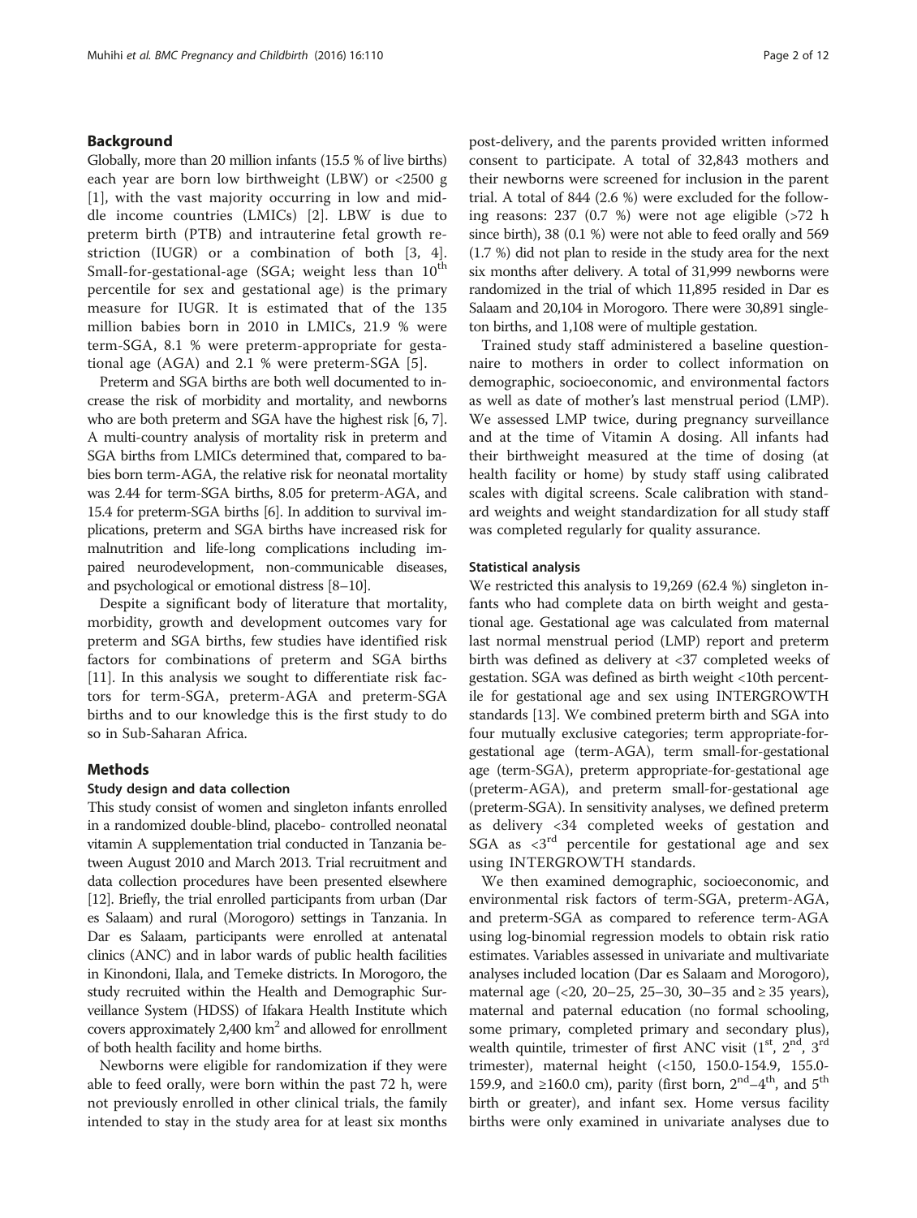## Background

Globally, more than 20 million infants (15.5 % of live births) each year are born low birthweight (LBW) or <2500 g [1], with the vast majority occurring in low and middle income countries (LMICs) [2]. LBW is due to preterm birth (PTB) and intrauterine fetal growth restriction (IUGR) or a combination of both [3, 4]. Small-for-gestational-age (SGA; weight less than 10th percentile for sex and gestational age) is the primary measure for IUGR. It is estimated that of the 135 million babies born in 2010 in LMICs, 21.9 % were term-SGA, 8.1 % were preterm-appropriate for gestational age (AGA) and 2.1 % were preterm-SGA [5].

Preterm and SGA births are both well documented to increase the risk of morbidity and mortality, and newborns who are both preterm and SGA have the highest risk [6, 7]. A multi-country analysis of mortality risk in preterm and SGA births from LMICs determined that, compared to babies born term-AGA, the relative risk for neonatal mortality was 2.44 for term-SGA births, 8.05 for preterm-AGA, and 15.4 for preterm-SGA births [6]. In addition to survival implications, preterm and SGA births have increased risk for malnutrition and life-long complications including impaired neurodevelopment, non-communicable diseases, and psychological or emotional distress [8–10].

Despite a significant body of literature that mortality, morbidity, growth and development outcomes vary for preterm and SGA births, few studies have identified risk factors for combinations of preterm and SGA births [11]. In this analysis we sought to differentiate risk factors for term-SGA, preterm-AGA and preterm-SGA births and to our knowledge this is the first study to do so in Sub-Saharan Africa.

## Methods

### Study design and data collection

This study consist of women and singleton infants enrolled in a randomized double-blind, placebo- controlled neonatal vitamin A supplementation trial conducted in Tanzania between August 2010 and March 2013. Trial recruitment and data collection procedures have been presented elsewhere [12]. Briefly, the trial enrolled participants from urban (Dar es Salaam) and rural (Morogoro) settings in Tanzania. In Dar es Salaam, participants were enrolled at antenatal clinics (ANC) and in labor wards of public health facilities in Kinondoni, Ilala, and Temeke districts. In Morogoro, the study recruited within the Health and Demographic Surveillance System (HDSS) of Ifakara Health Institute which covers approximately 2,400 km$^2$ and allowed for enrollment of both health facility and home births.

Newborns were eligible for randomization if they were able to feed orally, were born within the past 72 h, were not previously enrolled in other clinical trials, the family intended to stay in the study area for at least six months post-delivery, and the parents provided written informed consent to participate. A total of 32,843 mothers and their newborns were screened for inclusion in the parent trial. A total of 844 (2.6 %) were excluded for the following reasons: 237 (0.7 %) were not age eligible (>72 h since birth), 38 (0.1 %) were not able to feed orally and 569 (1.7 %) did not plan to reside in the study area for the next six months after delivery. A total of 31,999 newborns were randomized in the trial of which 11,895 resided in Dar es Salaam and 20,104 in Morogoro. There were 30,891 singleton births, and 1,108 were of multiple gestation.

Trained study staff administered a baseline questionnaire to mothers in order to collect information on demographic, socioeconomic, and environmental factors as well as date of mother's last menstrual period (LMP). We assessed LMP twice, during pregnancy surveillance and at the time of Vitamin A dosing. All infants had their birthweight measured at the time of dosing (at health facility or home) by study staff using calibrated scales with digital screens. Scale calibration with standard weights and weight standardization for all study staff was completed regularly for quality assurance.

### Statistical analysis

We restricted this analysis to 19,269 (62.4 %) singleton infants who had complete data on birth weight and gestational age. Gestational age was calculated from maternal last normal menstrual period (LMP) report and preterm birth was defined as delivery at <37 completed weeks of gestation. SGA was defined as birth weight <10th percentile for gestational age and sex using INTERGROWTH standards [13]. We combined preterm birth and SGA into four mutually exclusive categories; term appropriate-for-gestational age (term-AGA), term small-for-gestational age (term-SGA), preterm appropriate-for-gestational age (preterm-AGA), and preterm small-for-gestational age (preterm-SGA). In sensitivity analyses, we defined preterm as delivery <34 completed weeks of gestation and SGA as <3rd percentile for gestational age and sex using INTERGROWTH standards.

We then examined demographic, socioeconomic, and environmental risk factors of term-SGA, preterm-AGA, and preterm-SGA as compared to reference term-AGA using log-binomial regression models to obtain risk ratio estimates. Variables assessed in univariate and multivariate analyses included location (Dar es Salaam and Morogoro), maternal age (<20, 20–25, 25–30, 30–35 and ≥ 35 years), maternal and paternal education (no formal schooling, some primary, completed primary and secondary plus), wealth quintile, trimester of first ANC visit (1st, 2nd, 3rd trimester), maternal height (<150, 150.0-154.9, 155.0-159.9, and ≥160.0 cm), parity (first born, 2nd–4th, and 5th birth or greater), and infant sex. Home versus facility births were only examined in univariate analyses due to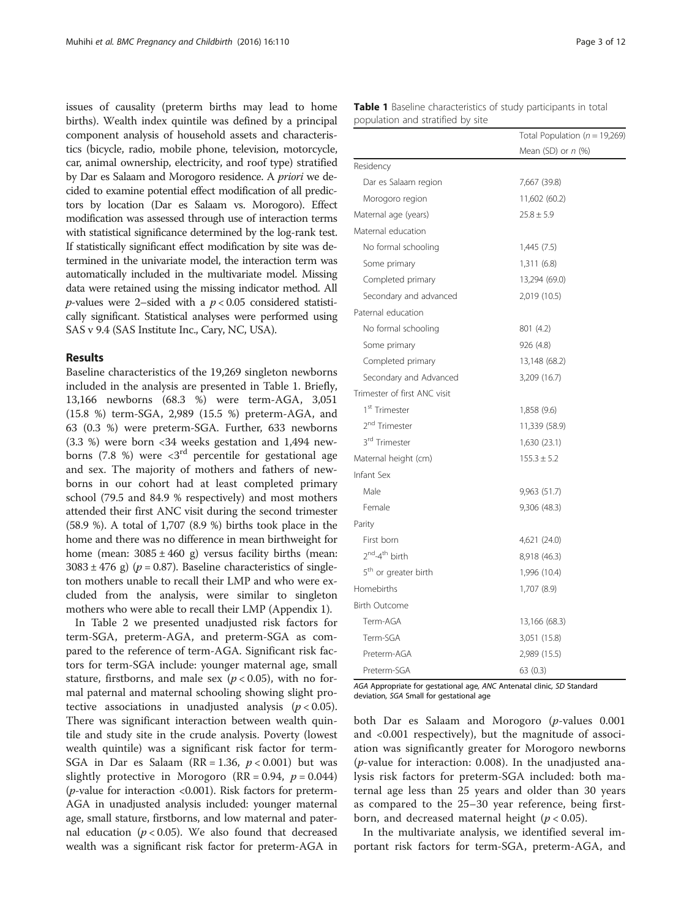issues of causality (preterm births may lead to home births). Wealth index quintile was defined by a principal component analysis of household assets and characteristics (bicycle, radio, mobile phone, television, motorcycle, car, animal ownership, electricity, and roof type) stratified by Dar es Salaam and Morogoro residence. A *priori* we decided to examine potential effect modification of all predictors by location (Dar es Salaam vs. Morogoro). Effect modification was assessed through use of interaction terms with statistical significance determined by the log-rank test. If statistically significant effect modification by site was determined in the univariate model, the interaction term was automatically included in the multivariate model. Missing data were retained using the missing indicator method. All *p*-values were 2–sided with a $p < 0.05$ considered statistically significant. Statistical analyses were performed using SAS v 9.4 (SAS Institute Inc., Cary, NC, USA).

## Results

Baseline characteristics of the 19,269 singleton newborns included in the analysis are presented in Table 1. Briefly, 13,166 newborns (68.3 %) were term-AGA, 3,051 (15.8 %) term-SGA, 2,989 (15.5 %) preterm-AGA, and 63 (0.3 %) were preterm-SGA. Further, 633 newborns (3.3 %) were born <34 weeks gestation and 1,494 newborns (7.8 %) were <3rd percentile for gestational age and sex. The majority of mothers and fathers of newborns in our cohort had at least completed primary school (79.5 and 84.9 % respectively) and most mothers attended their first ANC visit during the second trimester (58.9 %). A total of 1,707 (8.9 %) births took place in the home and there was no difference in mean birthweight for home (mean: 3085 ± 460 g) versus facility births (mean: 3083 ± 476 g) ($p = 0.87$). Baseline characteristics of singleton mothers unable to recall their LMP and who were excluded from the analysis, were similar to singleton mothers who were able to recall their LMP (Appendix 1).

In Table 2 we presented unadjusted risk factors for term-SGA, preterm-AGA, and preterm-SGA as compared to the reference of term-AGA. Significant risk factors for term-SGA include: younger maternal age, small stature, firstborns, and male sex ($p < 0.05$), with no formal paternal and maternal schooling showing slight protective associations in unadjusted analysis ($p < 0.05$). There was significant interaction between wealth quintile and study site in the crude analysis. Poverty (lowest wealth quintile) was a significant risk factor for term-SGA in Dar es Salaam (RR = 1.36, $p < 0.001$) but was slightly protective in Morogoro (RR = 0.94, $p = 0.044$) (*p*-value for interaction <0.001). Risk factors for preterm-AGA in unadjusted analysis included: younger maternal age, small stature, firstborns, and low maternal and paternal education ($p < 0.05$). We also found that decreased wealth was a significant risk factor for preterm-AGA in both Dar es Salaam and Morogoro (*p*-values 0.001 and <0.001 respectively), but the magnitude of association was significantly greater for Morogoro newborns (*p*-value for interaction: 0.008). In the unadjusted analysis risk factors for preterm-SGA included: both maternal age less than 25 years and older than 30 years as compared to the 25–30 year reference, being firstborn, and decreased maternal height ($p < 0.05$).

In the multivariate analysis, we identified several important risk factors for term-SGA, preterm-AGA, and

**Table 1** Baseline characteristics of study participants in total population and stratified by site

| | Total Population ($n$ = 19,269) |
|---|---|
| | Mean (SD) or $n$ (%) |
| Residency | |
| Dar es Salaam region | 7,667 (39.8) |
| Morogoro region | 11,602 (60.2) |
| Maternal age (years) | 25.8 ± 5.9 |
| Maternal education | |
| No formal schooling | 1,445 (7.5) |
| Some primary | 1,311 (6.8) |
| Completed primary | 13,294 (69.0) |
| Secondary and advanced | 2,019 (10.5) |
| Paternal education | |
| No formal schooling | 801 (4.2) |
| Some primary | 926 (4.8) |
| Completed primary | 13,148 (68.2) |
| Secondary and Advanced | 3,209 (16.7) |
| Trimester of first ANC visit | |
| 1st Trimester | 1,858 (9.6) |
| 2nd Trimester | 11,339 (58.9) |
| 3rd Trimester | 1,630 (23.1) |
| Maternal height (cm) | 155.3 ± 5.2 |
| Infant Sex | |
| Male | 9,963 (51.7) |
| Female | 9,306 (48.3) |
| Parity | |
| First born | 4,621 (24.0) |
| 2nd-4th birth | 8,918 (46.3) |
| 5th or greater birth | 1,996 (10.4) |
| Homebirths | 1,707 (8.9) |
| Birth Outcome | |
| Term-AGA | 13,166 (68.3) |
| Term-SGA | 3,051 (15.8) |
| Preterm-AGA | 2,989 (15.5) |
| Preterm-SGA | 63 (0.3) |

*AGA* Appropriate for gestational age, *ANC* Antenatal clinic, *SD* Standard deviation, *SGA* Small for gestational age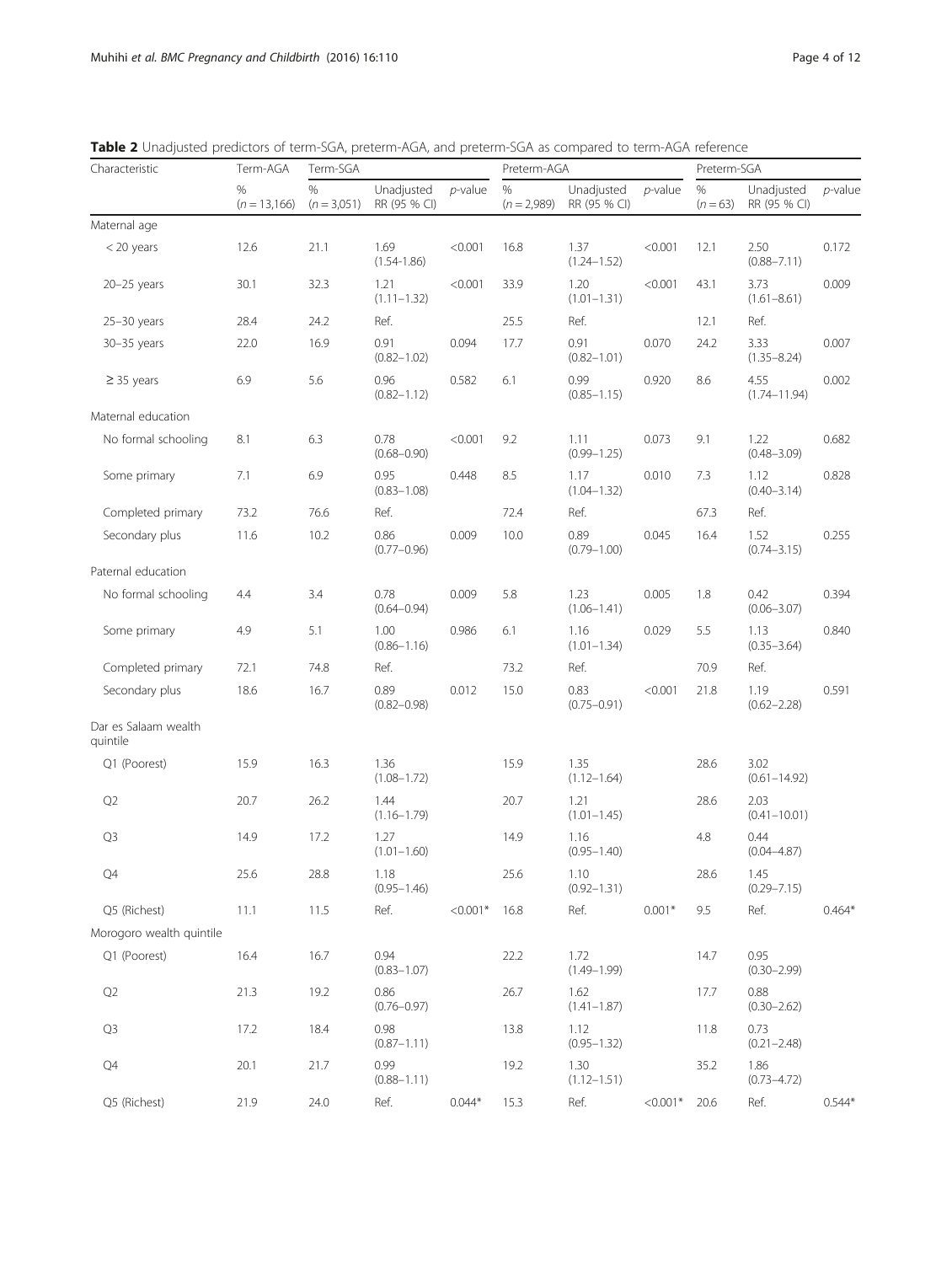**Table 2** Unadjusted predictors of term-SGA, preterm-AGA, and preterm-SGA as compared to term-AGA reference

| Characteristic | Term-AGA | Term-SGA | | | Preterm-AGA | | | Preterm-SGA | | |
|---|---|---|---|---|---|---|---|---|---|---|
| | % (n = 13,166) | % (n = 3,051) | Unadjusted RR (95 % CI) | *p*-value | % (n = 2,989) | Unadjusted RR (95 % CI) | *p*-value | % (n = 63) | Unadjusted RR (95 % CI) | *p*-value |
| Maternal age | | | | | | | | | | |
| < 20 years | 12.6 | 21.1 | 1.69 (1.54-1.86) | <0.001 | 16.8 | 1.37 (1.24–1.52) | <0.001 | 12.1 | 2.50 (0.88–7.11) | 0.172 |
| 20–25 years | 30.1 | 32.3 | 1.21 (1.11–1.32) | <0.001 | 33.9 | 1.20 (1.01–1.31) | <0.001 | 43.1 | 3.73 (1.61–8.61) | 0.009 |
| 25–30 years | 28.4 | 24.2 | Ref. | | 25.5 | Ref. | | 12.1 | Ref. | |
| 30–35 years | 22.0 | 16.9 | 0.91 (0.82–1.02) | 0.094 | 17.7 | 0.91 (0.82–1.01) | 0.070 | 24.2 | 3.33 (1.35–8.24) | 0.007 |
| ≥ 35 years | 6.9 | 5.6 | 0.96 (0.82–1.12) | 0.582 | 6.1 | 0.99 (0.85–1.15) | 0.920 | 8.6 | 4.55 (1.74–11.94) | 0.002 |
| Maternal education | | | | | | | | | | |
| No formal schooling | 8.1 | 6.3 | 0.78 (0.68–0.90) | <0.001 | 9.2 | 1.11 (0.99–1.25) | 0.073 | 9.1 | 1.22 (0.48–3.09) | 0.682 |
| Some primary | 7.1 | 6.9 | 0.95 (0.83–1.08) | 0.448 | 8.5 | 1.17 (1.04–1.32) | 0.010 | 7.3 | 1.12 (0.40–3.14) | 0.828 |
| Completed primary | 73.2 | 76.6 | Ref. | | 72.4 | Ref. | | 67.3 | Ref. | |
| Secondary plus | 11.6 | 10.2 | 0.86 (0.77–0.96) | 0.009 | 10.0 | 0.89 (0.79–1.00) | 0.045 | 16.4 | 1.52 (0.74–3.15) | 0.255 |
| Paternal education | | | | | | | | | | |
| No formal schooling | 4.4 | 3.4 | 0.78 (0.64–0.94) | 0.009 | 5.8 | 1.23 (1.06–1.41) | 0.005 | 1.8 | 0.42 (0.06–3.07) | 0.394 |
| Some primary | 4.9 | 5.1 | 1.00 (0.86–1.16) | 0.986 | 6.1 | 1.16 (1.01–1.34) | 0.029 | 5.5 | 1.13 (0.35–3.64) | 0.840 |
| Completed primary | 72.1 | 74.8 | Ref. | | 73.2 | Ref. | | 70.9 | Ref. | |
| Secondary plus | 18.6 | 16.7 | 0.89 (0.82–0.98) | 0.012 | 15.0 | 0.83 (0.75–0.91) | <0.001 | 21.8 | 1.19 (0.62–2.28) | 0.591 |
| Dar es Salaam wealth quintile | | | | | | | | | | |
| Q1 (Poorest) | 15.9 | 16.3 | 1.36 (1.08–1.72) | | 15.9 | 1.35 (1.12–1.64) | | 28.6 | 3.02 (0.61–14.92) | |
| Q2 | 20.7 | 26.2 | 1.44 (1.16–1.79) | | 20.7 | 1.21 (1.01–1.45) | | 28.6 | 2.03 (0.41–10.01) | |
| Q3 | 14.9 | 17.2 | 1.27 (1.01–1.60) | | 14.9 | 1.16 (0.95–1.40) | | 4.8 | 0.44 (0.04–4.87) | |
| Q4 | 25.6 | 28.8 | 1.18 (0.95–1.46) | | 25.6 | 1.10 (0.92–1.31) | | 28.6 | 1.45 (0.29–7.15) | |
| Q5 (Richest) | 11.1 | 11.5 | Ref. | <0.001* | 16.8 | Ref. | 0.001* | 9.5 | Ref. | 0.464* |
| Morogoro wealth quintile | | | | | | | | | | |
| Q1 (Poorest) | 16.4 | 16.7 | 0.94 (0.83–1.07) | | 22.2 | 1.72 (1.49–1.99) | | 14.7 | 0.95 (0.30–2.99) | |
| Q2 | 21.3 | 19.2 | 0.86 (0.76–0.97) | | 26.7 | 1.62 (1.41–1.87) | | 17.7 | 0.88 (0.30–2.62) | |
| Q3 | 17.2 | 18.4 | 0.98 (0.87–1.11) | | 13.8 | 1.12 (0.95–1.32) | | 11.8 | 0.73 (0.21–2.48) | |
| Q4 | 20.1 | 21.7 | 0.99 (0.88–1.11) | | 19.2 | 1.30 (1.12–1.51) | | 35.2 | 1.86 (0.73–4.72) | |
| Q5 (Richest) | 21.9 | 24.0 | Ref. | 0.044* | 15.3 | Ref. | <0.001* | 20.6 | Ref. | 0.544* |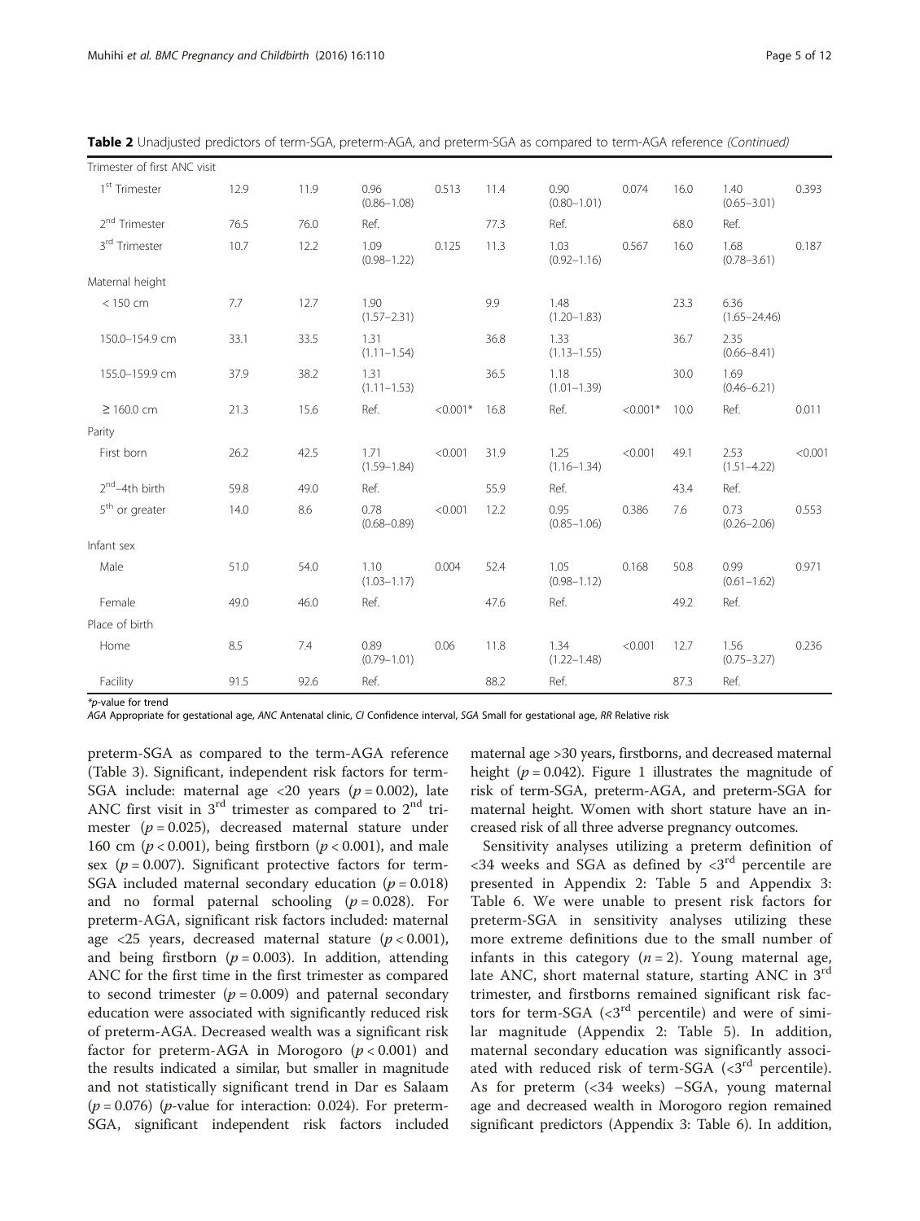**Table 2** Unadjusted predictors of term-SGA, preterm-AGA, and preterm-SGA as compared to term-AGA reference *(Continued)*

| | | | | | | | | | | |
|---|---|---|---|---|---|---|---|---|---|---|
| Trimester of first ANC visit | | | | | | | | | | |
| 1[st] Trimester | 12.9 | 11.9 | 0.96 (0.86–1.08) | 0.513 | 11.4 | 0.90 (0.80–1.01) | 0.074 | 16.0 | 1.40 (0.65–3.01) | 0.393 |
| 2[nd] Trimester | 76.5 | 76.0 | Ref. | | 77.3 | Ref. | | 68.0 | Ref. | |
| 3[rd] Trimester | 10.7 | 12.2 | 1.09 (0.98–1.22) | 0.125 | 11.3 | 1.03 (0.92–1.16) | 0.567 | 16.0 | 1.68 (0.78–3.61) | 0.187 |
| Maternal height | | | | | | | | | | |
| < 150 cm | 7.7 | 12.7 | 1.90 (1.57–2.31) | | 9.9 | 1.48 (1.20–1.83) | | 23.3 | 6.36 (1.65–24.46) | |
| 150.0–154.9 cm | 33.1 | 33.5 | 1.31 (1.11–1.54) | | 36.8 | 1.33 (1.13–1.55) | | 36.7 | 2.35 (0.66–8.41) | |
| 155.0–159.9 cm | 37.9 | 38.2 | 1.31 (1.11–1.53) | | 36.5 | 1.18 (1.01–1.39) | | 30.0 | 1.69 (0.46–6.21) | |
| ≥ 160.0 cm | 21.3 | 15.6 | Ref. | <0.001* | 16.8 | Ref. | <0.001* | 10.0 | Ref. | 0.011 |
| Parity | | | | | | | | | | |
| First born | 26.2 | 42.5 | 1.71 (1.59–1.84) | <0.001 | 31.9 | 1.25 (1.16–1.34) | <0.001 | 49.1 | 2.53 (1.51–4.22) | <0.001 |
| 2[nd]–4th birth | 59.8 | 49.0 | Ref. | | 55.9 | Ref. | | 43.4 | Ref. | |
| 5[th] or greater | 14.0 | 8.6 | 0.78 (0.68–0.89) | <0.001 | 12.2 | 0.95 (0.85–1.06) | 0.386 | 7.6 | 0.73 (0.26–2.06) | 0.553 |
| Infant sex | | | | | | | | | | |
| Male | 51.0 | 54.0 | 1.10 (1.03–1.17) | 0.004 | 52.4 | 1.05 (0.98–1.12) | 0.168 | 50.8 | 0.99 (0.61–1.62) | 0.971 |
| Female | 49.0 | 46.0 | Ref. | | 47.6 | Ref. | | 49.2 | Ref. | |
| Place of birth | | | | | | | | | | |
| Home | 8.5 | 7.4 | 0.89 (0.79–1.01) | 0.06 | 11.8 | 1.34 (1.22–1.48) | <0.001 | 12.7 | 1.56 (0.75–3.27) | 0.236 |
| Facility | 91.5 | 92.6 | Ref. | | 88.2 | Ref. | | 87.3 | Ref. | |

*p-value for trend
*AGA* Appropriate for gestational age, *ANC* Antenatal clinic, *CI* Confidence interval, *SGA* Small for gestational age, *RR* Relative risk

preterm-SGA as compared to the term-AGA reference (Table 3). Significant, independent risk factors for term-SGA include: maternal age <20 years ($p = 0.002$), late ANC first visit in 3[rd] trimester as compared to 2[nd] trimester ($p = 0.025$), decreased maternal stature under 160 cm ($p < 0.001$), being firstborn ($p < 0.001$), and male sex ($p = 0.007$). Significant protective factors for term-SGA included maternal secondary education ($p = 0.018$) and no formal paternal schooling ($p = 0.028$). For preterm-AGA, significant risk factors included: maternal age <25 years, decreased maternal stature ($p < 0.001$), and being firstborn ($p = 0.003$). In addition, attending ANC for the first time in the first trimester as compared to second trimester ($p = 0.009$) and paternal secondary education were associated with significantly reduced risk of preterm-AGA. Decreased wealth was a significant risk factor for preterm-AGA in Morogoro ($p < 0.001$) and the results indicated a similar, but smaller in magnitude and not statistically significant trend in Dar es Salaam ($p = 0.076$) (*p*-value for interaction: 0.024). For preterm-SGA, significant independent risk factors included maternal age >30 years, firstborns, and decreased maternal height ($p = 0.042$). Figure 1 illustrates the magnitude of risk of term-SGA, preterm-AGA, and preterm-SGA for maternal height. Women with short stature have an increased risk of all three adverse pregnancy outcomes.

Sensitivity analyses utilizing a preterm definition of <34 weeks and SGA as defined by <3[rd] percentile are presented in Appendix 2: Table 5 and Appendix 3: Table 6. We were unable to present risk factors for preterm-SGA in sensitivity analyses utilizing these more extreme definitions due to the small number of infants in this category ($n = 2$). Young maternal age, late ANC, short maternal stature, starting ANC in 3[rd] trimester, and firstborns remained significant risk factors for term-SGA (<3[rd] percentile) and were of similar magnitude (Appendix 2: Table 5). In addition, maternal secondary education was significantly associated with reduced risk of term-SGA (<3[rd] percentile). As for preterm (<34 weeks) –SGA, young maternal age and decreased wealth in Morogoro region remained significant predictors (Appendix 3: Table 6). In addition,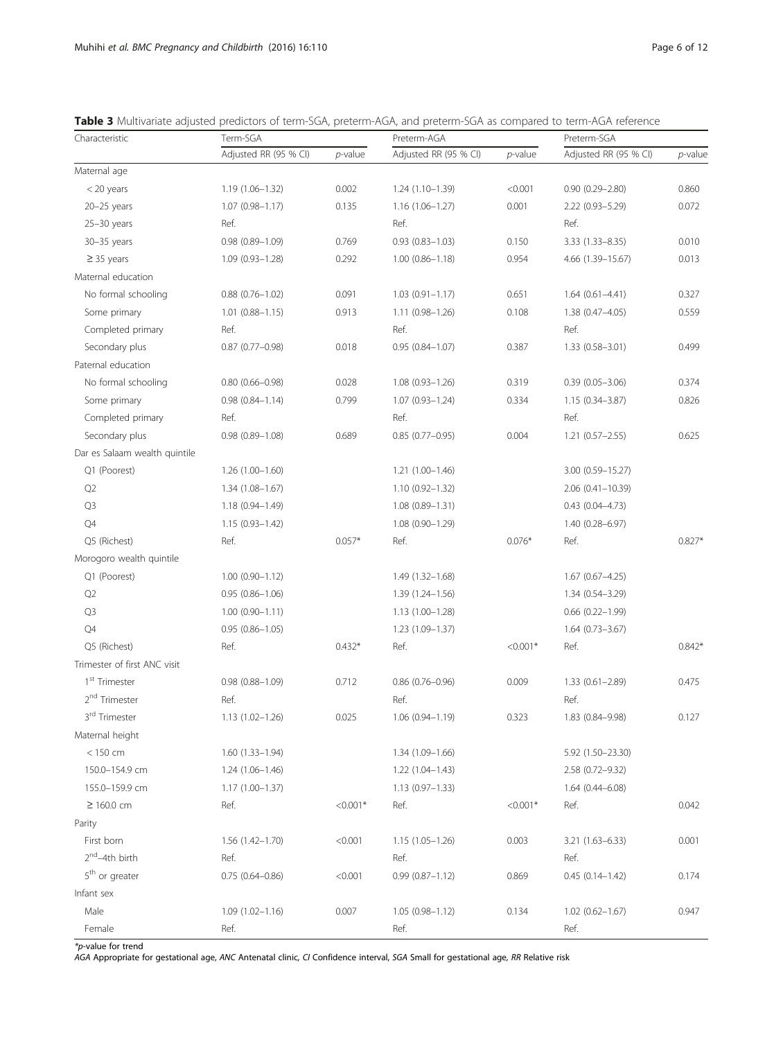**Table 3** Multivariate adjusted predictors of term-SGA, preterm-AGA, and preterm-SGA as compared to term-AGA reference

| Characteristic | Term-SGA | | Preterm-AGA | | Preterm-SGA | |
|---|---|---|---|---|---|---|
| | Adjusted RR (95 % CI) | *p*-value | Adjusted RR (95 % CI) | *p*-value | Adjusted RR (95 % CI) | *p*-value |
| Maternal age | | | | | | |
| < 20 years | 1.19 (1.06–1.32) | 0.002 | 1.24 (1.10–1.39) | <0.001 | 0.90 (0.29–2.80) | 0.860 |
| 20–25 years | 1.07 (0.98–1.17) | 0.135 | 1.16 (1.06–1.27) | 0.001 | 2.22 (0.93–5.29) | 0.072 |
| 25–30 years | Ref. | | Ref. | | Ref. | |
| 30–35 years | 0.98 (0.89–1.09) | 0.769 | 0.93 (0.83–1.03) | 0.150 | 3.33 (1.33–8.35) | 0.010 |
| ≥ 35 years | 1.09 (0.93–1.28) | 0.292 | 1.00 (0.86–1.18) | 0.954 | 4.66 (1.39–15.67) | 0.013 |
| Maternal education | | | | | | |
| No formal schooling | 0.88 (0.76–1.02) | 0.091 | 1.03 (0.91–1.17) | 0.651 | 1.64 (0.61–4.41) | 0.327 |
| Some primary | 1.01 (0.88–1.15) | 0.913 | 1.11 (0.98–1.26) | 0.108 | 1.38 (0.47–4.05) | 0.559 |
| Completed primary | Ref. | | Ref. | | Ref. | |
| Secondary plus | 0.87 (0.77–0.98) | 0.018 | 0.95 (0.84–1.07) | 0.387 | 1.33 (0.58–3.01) | 0.499 |
| Paternal education | | | | | | |
| No formal schooling | 0.80 (0.66–0.98) | 0.028 | 1.08 (0.93–1.26) | 0.319 | 0.39 (0.05–3.06) | 0.374 |
| Some primary | 0.98 (0.84–1.14) | 0.799 | 1.07 (0.93–1.24) | 0.334 | 1.15 (0.34–3.87) | 0.826 |
| Completed primary | Ref. | | Ref. | | Ref. | |
| Secondary plus | 0.98 (0.89–1.08) | 0.689 | 0.85 (0.77–0.95) | 0.004 | 1.21 (0.57–2.55) | 0.625 |
| Dar es Salaam wealth quintile | | | | | | |
| Q1 (Poorest) | 1.26 (1.00–1.60) | | 1.21 (1.00–1.46) | | 3.00 (0.59–15.27) | |
| Q2 | 1.34 (1.08–1.67) | | 1.10 (0.92–1.32) | | 2.06 (0.41–10.39) | |
| Q3 | 1.18 (0.94–1.49) | | 1.08 (0.89–1.31) | | 0.43 (0.04–4.73) | |
| Q4 | 1.15 (0.93–1.42) | | 1.08 (0.90–1.29) | | 1.40 (0.28–6.97) | |
| Q5 (Richest) | Ref. | 0.057* | Ref. | 0.076* | Ref. | 0.827* |
| Morogoro wealth quintile | | | | | | |
| Q1 (Poorest) | 1.00 (0.90–1.12) | | 1.49 (1.32–1.68) | | 1.67 (0.67–4.25) | |
| Q2 | 0.95 (0.86–1.06) | | 1.39 (1.24–1.56) | | 1.34 (0.54–3.29) | |
| Q3 | 1.00 (0.90–1.11) | | 1.13 (1.00–1.28) | | 0.66 (0.22–1.99) | |
| Q4 | 0.95 (0.86–1.05) | | 1.23 (1.09–1.37) | | 1.64 (0.73–3.67) | |
| Q5 (Richest) | Ref. | 0.432* | Ref. | <0.001* | Ref. | 0.842* |
| Trimester of first ANC visit | | | | | | |
| 1st Trimester | 0.98 (0.88–1.09) | 0.712 | 0.86 (0.76–0.96) | 0.009 | 1.33 (0.61–2.89) | 0.475 |
| 2nd Trimester | Ref. | | Ref. | | Ref. | |
| 3rd Trimester | 1.13 (1.02–1.26) | 0.025 | 1.06 (0.94–1.19) | 0.323 | 1.83 (0.84–9.98) | 0.127 |
| Maternal height | | | | | | |
| < 150 cm | 1.60 (1.33–1.94) | | 1.34 (1.09–1.66) | | 5.92 (1.50–23.30) | |
| 150.0–154.9 cm | 1.24 (1.06–1.46) | | 1.22 (1.04–1.43) | | 2.58 (0.72–9.32) | |
| 155.0–159.9 cm | 1.17 (1.00–1.37) | | 1.13 (0.97–1.33) | | 1.64 (0.44–6.08) | |
| ≥ 160.0 cm | Ref. | <0.001* | Ref. | <0.001* | Ref. | 0.042 |
| Parity | | | | | | |
| First born | 1.56 (1.42–1.70) | <0.001 | 1.15 (1.05–1.26) | 0.003 | 3.21 (1.63–6.33) | 0.001 |
| 2nd–4th birth | Ref. | | Ref. | | Ref. | |
| 5th or greater | 0.75 (0.64–0.86) | <0.001 | 0.99 (0.87–1.12) | 0.869 | 0.45 (0.14–1.42) | 0.174 |
| Infant sex | | | | | | |
| Male | 1.09 (1.02–1.16) | 0.007 | 1.05 (0.98–1.12) | 0.134 | 1.02 (0.62–1.67) | 0.947 |
| Female | Ref. | | Ref. | | Ref. | |

*p-value for trend

*AGA* Appropriate for gestational age, *ANC* Antenatal clinic, *CI* Confidence interval, *SGA* Small for gestational age, *RR* Relative risk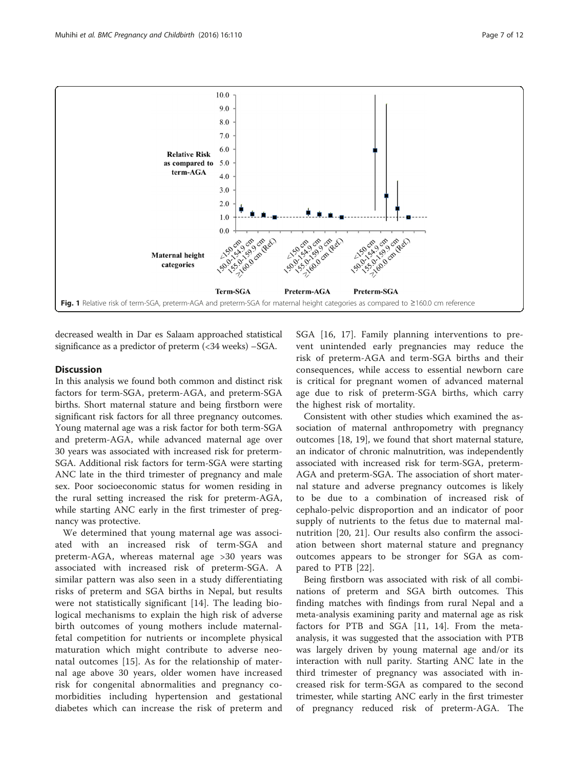Fig. 1 Relative risk of term-SGA, preterm-AGA and preterm-SGA for maternal height categories as compared to ≥160.0 cm reference

decreased wealth in Dar es Salaam approached statistical significance as a predictor of preterm (<34 weeks) –SGA.

## Discussion

In this analysis we found both common and distinct risk factors for term-SGA, preterm-AGA, and preterm-SGA births. Short maternal stature and being firstborn were significant risk factors for all three pregnancy outcomes. Young maternal age was a risk factor for both term-SGA and preterm-AGA, while advanced maternal age over 30 years was associated with increased risk for preterm-SGA. Additional risk factors for term-SGA were starting ANC late in the third trimester of pregnancy and male sex. Poor socioeconomic status for women residing in the rural setting increased the risk for preterm-AGA, while starting ANC early in the first trimester of pregnancy was protective.

We determined that young maternal age was associated with an increased risk of term-SGA and preterm-AGA, whereas maternal age >30 years was associated with increased risk of preterm-SGA. A similar pattern was also seen in a study differentiating risks of preterm and SGA births in Nepal, but results were not statistically significant [14]. The leading biological mechanisms to explain the high risk of adverse birth outcomes of young mothers include maternal-fetal competition for nutrients or incomplete physical maturation which might contribute to adverse neonatal outcomes [15]. As for the relationship of maternal age above 30 years, older women have increased risk for congenital abnormalities and pregnancy co-morbidities including hypertension and gestational diabetes which can increase the risk of preterm and SGA [16, 17]. Family planning interventions to prevent unintended early pregnancies may reduce the risk of preterm-AGA and term-SGA births and their consequences, while access to essential newborn care is critical for pregnant women of advanced maternal age due to risk of preterm-SGA births, which carry the highest risk of mortality.

Consistent with other studies which examined the association of maternal anthropometry with pregnancy outcomes [18, 19], we found that short maternal stature, an indicator of chronic malnutrition, was independently associated with increased risk for term-SGA, preterm-AGA and preterm-SGA. The association of short maternal stature and adverse pregnancy outcomes is likely to be due to a combination of increased risk of cephalo-pelvic disproportion and an indicator of poor supply of nutrients to the fetus due to maternal malnutrition [20, 21]. Our results also confirm the association between short maternal stature and pregnancy outcomes appears to be stronger for SGA as compared to PTB [22].

Being firstborn was associated with risk of all combinations of preterm and SGA birth outcomes. This finding matches with findings from rural Nepal and a meta-analysis examining parity and maternal age as risk factors for PTB and SGA [11, 14]. From the meta-analysis, it was suggested that the association with PTB was largely driven by young maternal age and/or its interaction with null parity. Starting ANC late in the third trimester of pregnancy was associated with increased risk for term-SGA as compared to the second trimester, while starting ANC early in the first trimester of pregnancy reduced risk of preterm-AGA. The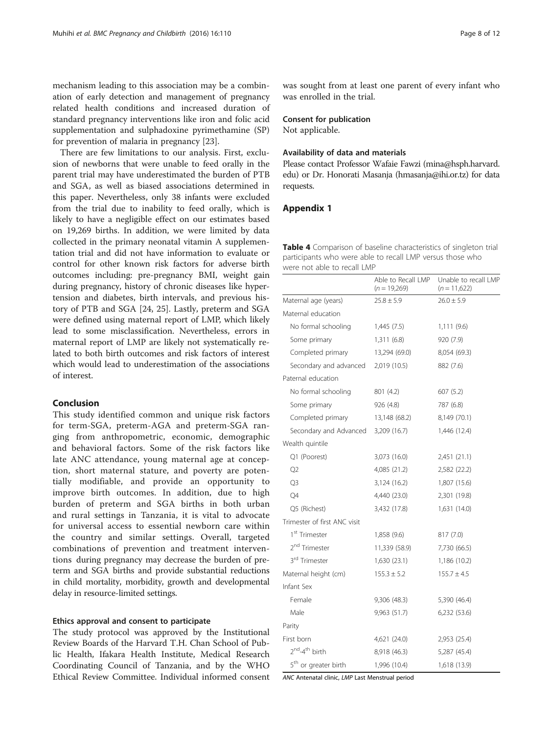mechanism leading to this association may be a combination of early detection and management of pregnancy related health conditions and increased duration of standard pregnancy interventions like iron and folic acid supplementation and sulphadoxine pyrimethamine (SP) for prevention of malaria in pregnancy [23].

There are few limitations to our analysis. First, exclusion of newborns that were unable to feed orally in the parent trial may have underestimated the burden of PTB and SGA, as well as biased associations determined in this paper. Nevertheless, only 38 infants were excluded from the trial due to inability to feed orally, which is likely to have a negligible effect on our estimates based on 19,269 births. In addition, we were limited by data collected in the primary neonatal vitamin A supplementation trial and did not have information to evaluate or control for other known risk factors for adverse birth outcomes including: pre-pregnancy BMI, weight gain during pregnancy, history of chronic diseases like hypertension and diabetes, birth intervals, and previous history of PTB and SGA [24, 25]. Lastly, preterm and SGA were defined using maternal report of LMP, which likely lead to some misclassification. Nevertheless, errors in maternal report of LMP are likely not systematically related to both birth outcomes and risk factors of interest which would lead to underestimation of the associations of interest.

## Conclusion

This study identified common and unique risk factors for term-SGA, preterm-AGA and preterm-SGA ranging from anthropometric, economic, demographic and behavioral factors. Some of the risk factors like late ANC attendance, young maternal age at conception, short maternal stature, and poverty are potentially modifiable, and provide an opportunity to improve birth outcomes. In addition, due to high burden of preterm and SGA births in both urban and rural settings in Tanzania, it is vital to advocate for universal access to essential newborn care within the country and similar settings. Overall, targeted combinations of prevention and treatment interventions during pregnancy may decrease the burden of preterm and SGA births and provide substantial reductions in child mortality, morbidity, growth and developmental delay in resource-limited settings.

### Ethics approval and consent to participate

The study protocol was approved by the Institutional Review Boards of the Harvard T.H. Chan School of Public Health, Ifakara Health Institute, Medical Research Coordinating Council of Tanzania, and by the WHO Ethical Review Committee. Individual informed consent was sought from at least one parent of every infant who was enrolled in the trial.

### Consent for publication

Not applicable.

### Availability of data and materials

Please contact Professor Wafaie Fawzi (mina@hsph.harvard.edu) or Dr. Honorati Masanja (hmasanja@ihi.or.tz) for data requests.

## Appendix 1

**Table 4** Comparison of baseline characteristics of singleton trial participants who were able to recall LMP versus those who were not able to recall LMP

| | Able to Recall LMP ($n = 19{,}269$) | Unable to recall LMP ($n = 11{,}622$) |
|---|---|---|
| Maternal age (years) | 25.8 ± 5.9 | 26.0 ± 5.9 |
| Maternal education | | |
| No formal schooling | 1,445 (7.5) | 1,111 (9.6) |
| Some primary | 1,311 (6.8) | 920 (7.9) |
| Completed primary | 13,294 (69.0) | 8,054 (69.3) |
| Secondary and advanced | 2,019 (10.5) | 882 (7.6) |
| Paternal education | | |
| No formal schooling | 801 (4.2) | 607 (5.2) |
| Some primary | 926 (4.8) | 787 (6.8) |
| Completed primary | 13,148 (68.2) | 8,149 (70.1) |
| Secondary and Advanced | 3,209 (16.7) | 1,446 (12.4) |
| Wealth quintile | | |
| Q1 (Poorest) | 3,073 (16.0) | 2,451 (21.1) |
| Q2 | 4,085 (21.2) | 2,582 (22.2) |
| Q3 | 3,124 (16.2) | 1,807 (15.6) |
| Q4 | 4,440 (23.0) | 2,301 (19.8) |
| Q5 (Richest) | 3,432 (17.8) | 1,631 (14.0) |
| Trimester of first ANC visit | | |
| 1st Trimester | 1,858 (9.6) | 817 (7.0) |
| 2nd Trimester | 11,339 (58.9) | 7,730 (66.5) |
| 3rd Trimester | 1,630 (23.1) | 1,186 (10.2) |
| Maternal height (cm) | 155.3 ± 5.2 | 155.7 ± 4.5 |
| Infant Sex | | |
| Female | 9,306 (48.3) | 5,390 (46.4) |
| Male | 9,963 (51.7) | 6,232 (53.6) |
| Parity | | |
| First born | 4,621 (24.0) | 2,953 (25.4) |
| 2nd-4th birth | 8,918 (46.3) | 5,287 (45.4) |
| 5th or greater birth | 1,996 (10.4) | 1,618 (13.9) |

*ANC* Antenatal clinic, *LMP* Last Menstrual period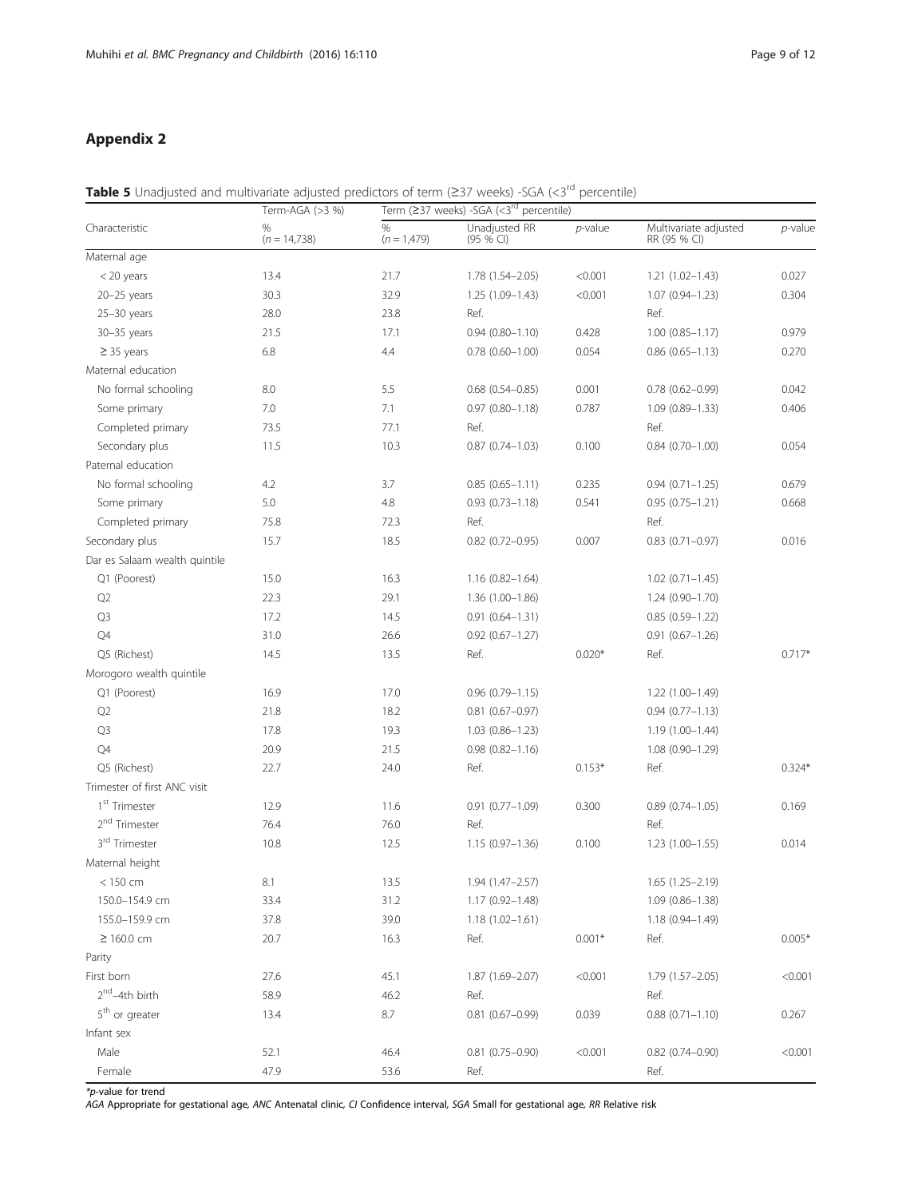## Appendix 2

**Table 5** Unadjusted and multivariate adjusted predictors of term (≥37 weeks) -SGA (<3[rd] percentile)

| Characteristic | Term-AGA (>3 %) | Term (≥37 weeks) -SGA (<3[rd] percentile) | | | | |
|---|---|---|---|---|---|---|
| | % (n = 14,738) | % (n = 1,479) | Unadjusted RR (95 % CI) | p-value | Multivariate adjusted RR (95 % CI) | p-value |
| Maternal age | | | | | | |
| < 20 years | 13.4 | 21.7 | 1.78 (1.54–2.05) | <0.001 | 1.21 (1.02–1.43) | 0.027 |
| 20–25 years | 30.3 | 32.9 | 1.25 (1.09–1.43) | <0.001 | 1.07 (0.94–1.23) | 0.304 |
| 25–30 years | 28.0 | 23.8 | Ref. | | Ref. | |
| 30–35 years | 21.5 | 17.1 | 0.94 (0.80–1.10) | 0.428 | 1.00 (0.85–1.17) | 0.979 |
| ≥ 35 years | 6.8 | 4.4 | 0.78 (0.60–1.00) | 0.054 | 0.86 (0.65–1.13) | 0.270 |
| Maternal education | | | | | | |
| No formal schooling | 8.0 | 5.5 | 0.68 (0.54–0.85) | 0.001 | 0.78 (0.62–0.99) | 0.042 |
| Some primary | 7.0 | 7.1 | 0.97 (0.80–1.18) | 0.787 | 1.09 (0.89–1.33) | 0.406 |
| Completed primary | 73.5 | 77.1 | Ref. | | Ref. | |
| Secondary plus | 11.5 | 10.3 | 0.87 (0.74–1.03) | 0.100 | 0.84 (0.70–1.00) | 0.054 |
| Paternal education | | | | | | |
| No formal schooling | 4.2 | 3.7 | 0.85 (0.65–1.11) | 0.235 | 0.94 (0.71–1.25) | 0.679 |
| Some primary | 5.0 | 4.8 | 0.93 (0.73–1.18) | 0.541 | 0.95 (0.75–1.21) | 0.668 |
| Completed primary | 75.8 | 72.3 | Ref. | | Ref. | |
| Secondary plus | 15.7 | 18.5 | 0.82 (0.72–0.95) | 0.007 | 0.83 (0.71–0.97) | 0.016 |
| Dar es Salaam wealth quintile | | | | | | |
| Q1 (Poorest) | 15.0 | 16.3 | 1.16 (0.82–1.64) | | 1.02 (0.71–1.45) | |
| Q2 | 22.3 | 29.1 | 1.36 (1.00–1.86) | | 1.24 (0.90–1.70) | |
| Q3 | 17.2 | 14.5 | 0.91 (0.64–1.31) | | 0.85 (0.59–1.22) | |
| Q4 | 31.0 | 26.6 | 0.92 (0.67–1.27) | | 0.91 (0.67–1.26) | |
| Q5 (Richest) | 14.5 | 13.5 | Ref. | 0.020* | Ref. | 0.717* |
| Morogoro wealth quintile | | | | | | |
| Q1 (Poorest) | 16.9 | 17.0 | 0.96 (0.79–1.15) | | 1.22 (1.00–1.49) | |
| Q2 | 21.8 | 18.2 | 0.81 (0.67–0.97) | | 0.94 (0.77–1.13) | |
| Q3 | 17.8 | 19.3 | 1.03 (0.86–1.23) | | 1.19 (1.00–1.44) | |
| Q4 | 20.9 | 21.5 | 0.98 (0.82–1.16) | | 1.08 (0.90–1.29) | |
| Q5 (Richest) | 22.7 | 24.0 | Ref. | 0.153* | Ref. | 0.324* |
| Trimester of first ANC visit | | | | | | |
| 1[st] Trimester | 12.9 | 11.6 | 0.91 (0.77–1.09) | 0.300 | 0.89 (0.74–1.05) | 0.169 |
| 2[nd] Trimester | 76.4 | 76.0 | Ref. | | Ref. | |
| 3[rd] Trimester | 10.8 | 12.5 | 1.15 (0.97–1.36) | 0.100 | 1.23 (1.00–1.55) | 0.014 |
| Maternal height | | | | | | |
| < 150 cm | 8.1 | 13.5 | 1.94 (1.47–2.57) | | 1.65 (1.25–2.19) | |
| 150.0–154.9 cm | 33.4 | 31.2 | 1.17 (0.92–1.48) | | 1.09 (0.86–1.38) | |
| 155.0–159.9 cm | 37.8 | 39.0 | 1.18 (1.02–1.61) | | 1.18 (0.94–1.49) | |
| ≥ 160.0 cm | 20.7 | 16.3 | Ref. | 0.001* | Ref. | 0.005* |
| Parity | | | | | | |
| First born | 27.6 | 45.1 | 1.87 (1.69–2.07) | <0.001 | 1.79 (1.57–2.05) | <0.001 |
| 2[nd]–4th birth | 58.9 | 46.2 | Ref. | | Ref. | |
| 5[th] or greater | 13.4 | 8.7 | 0.81 (0.67–0.99) | 0.039 | 0.88 (0.71–1.10) | 0.267 |
| Infant sex | | | | | | |
| Male | 52.1 | 46.4 | 0.81 (0.75–0.90) | <0.001 | 0.82 (0.74–0.90) | <0.001 |
| Female | 47.9 | 53.6 | Ref. | | Ref. | |

*p-value for trend

*AGA* Appropriate for gestational age, *ANC* Antenatal clinic, *CI* Confidence interval, *SGA* Small for gestational age, *RR* Relative risk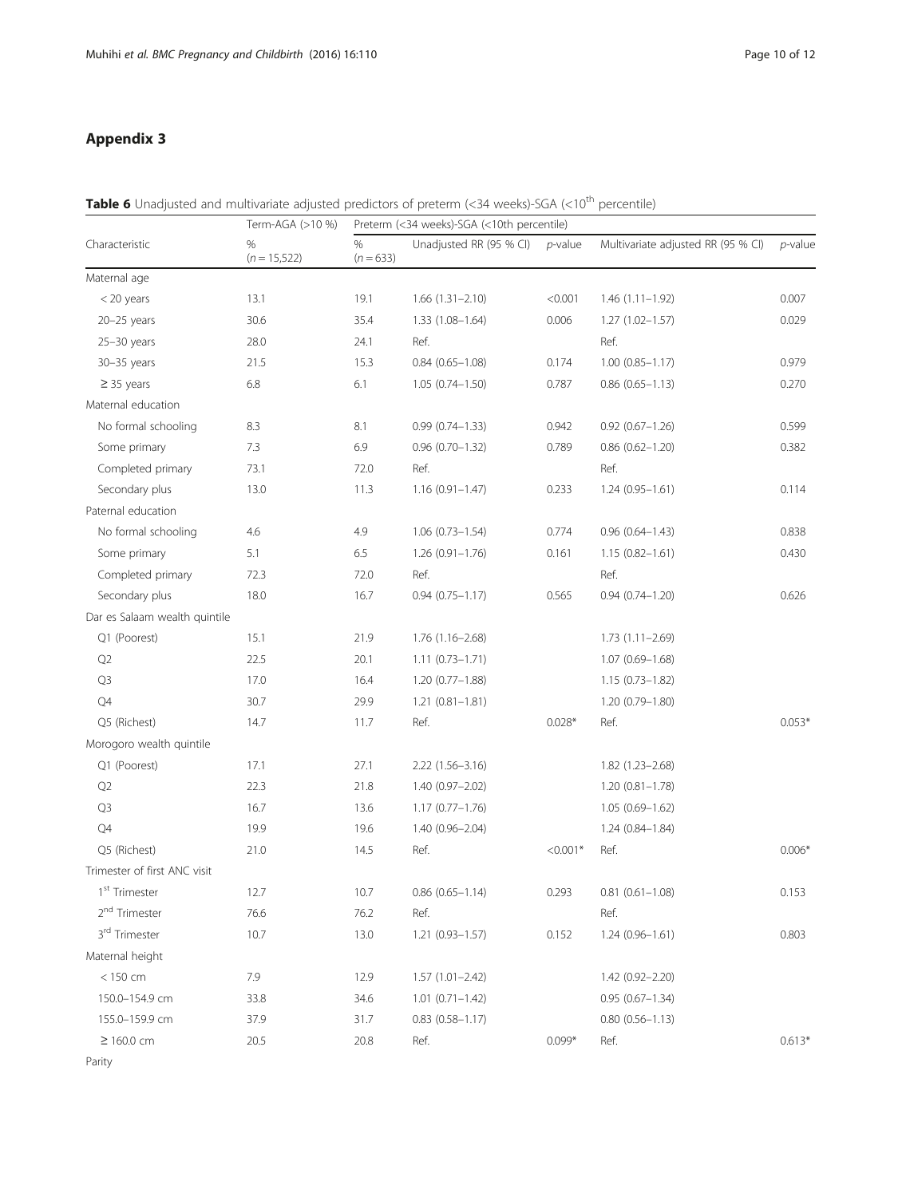## Appendix 3

**Table 6** Unadjusted and multivariate adjusted predictors of preterm (<34 weeks)-SGA (<10[th] percentile)

| Characteristic | Term-AGA (>10 %) | Preterm (<34 weeks)-SGA (<10th percentile) | | | | |
|---|---|---|---|---|---|---|
| | % (*n* = 15,522) | % (*n* = 633) | Unadjusted RR (95 % CI) | *p*-value | Multivariate adjusted RR (95 % CI) | *p*-value |
| Maternal age | | | | | | |
| < 20 years | 13.1 | 19.1 | 1.66 (1.31–2.10) | <0.001 | 1.46 (1.11–1.92) | 0.007 |
| 20–25 years | 30.6 | 35.4 | 1.33 (1.08–1.64) | 0.006 | 1.27 (1.02–1.57) | 0.029 |
| 25–30 years | 28.0 | 24.1 | Ref. | | Ref. | |
| 30–35 years | 21.5 | 15.3 | 0.84 (0.65–1.08) | 0.174 | 1.00 (0.85–1.17) | 0.979 |
| ≥ 35 years | 6.8 | 6.1 | 1.05 (0.74–1.50) | 0.787 | 0.86 (0.65–1.13) | 0.270 |
| Maternal education | | | | | | |
| No formal schooling | 8.3 | 8.1 | 0.99 (0.74–1.33) | 0.942 | 0.92 (0.67–1.26) | 0.599 |
| Some primary | 7.3 | 6.9 | 0.96 (0.70–1.32) | 0.789 | 0.86 (0.62–1.20) | 0.382 |
| Completed primary | 73.1 | 72.0 | Ref. | | Ref. | |
| Secondary plus | 13.0 | 11.3 | 1.16 (0.91–1.47) | 0.233 | 1.24 (0.95–1.61) | 0.114 |
| Paternal education | | | | | | |
| No formal schooling | 4.6 | 4.9 | 1.06 (0.73–1.54) | 0.774 | 0.96 (0.64–1.43) | 0.838 |
| Some primary | 5.1 | 6.5 | 1.26 (0.91–1.76) | 0.161 | 1.15 (0.82–1.61) | 0.430 |
| Completed primary | 72.3 | 72.0 | Ref. | | Ref. | |
| Secondary plus | 18.0 | 16.7 | 0.94 (0.75–1.17) | 0.565 | 0.94 (0.74–1.20) | 0.626 |
| Dar es Salaam wealth quintile | | | | | | |
| Q1 (Poorest) | 15.1 | 21.9 | 1.76 (1.16–2.68) | | 1.73 (1.11–2.69) | |
| Q2 | 22.5 | 20.1 | 1.11 (0.73–1.71) | | 1.07 (0.69–1.68) | |
| Q3 | 17.0 | 16.4 | 1.20 (0.77–1.88) | | 1.15 (0.73–1.82) | |
| Q4 | 30.7 | 29.9 | 1.21 (0.81–1.81) | | 1.20 (0.79–1.80) | |
| Q5 (Richest) | 14.7 | 11.7 | Ref. | 0.028* | Ref. | 0.053* |
| Morogoro wealth quintile | | | | | | |
| Q1 (Poorest) | 17.1 | 27.1 | 2.22 (1.56–3.16) | | 1.82 (1.23–2.68) | |
| Q2 | 22.3 | 21.8 | 1.40 (0.97–2.02) | | 1.20 (0.81–1.78) | |
| Q3 | 16.7 | 13.6 | 1.17 (0.77–1.76) | | 1.05 (0.69–1.62) | |
| Q4 | 19.9 | 19.6 | 1.40 (0.96–2.04) | | 1.24 (0.84–1.84) | |
| Q5 (Richest) | 21.0 | 14.5 | Ref. | <0.001* | Ref. | 0.006* |
| Trimester of first ANC visit | | | | | | |
| 1[st] Trimester | 12.7 | 10.7 | 0.86 (0.65–1.14) | 0.293 | 0.81 (0.61–1.08) | 0.153 |
| 2[nd] Trimester | 76.6 | 76.2 | Ref. | | Ref. | |
| 3[rd] Trimester | 10.7 | 13.0 | 1.21 (0.93–1.57) | 0.152 | 1.24 (0.96–1.61) | 0.803 |
| Maternal height | | | | | | |
| < 150 cm | 7.9 | 12.9 | 1.57 (1.01–2.42) | | 1.42 (0.92–2.20) | |
| 150.0–154.9 cm | 33.8 | 34.6 | 1.01 (0.71–1.42) | | 0.95 (0.67–1.34) | |
| 155.0–159.9 cm | 37.9 | 31.7 | 0.83 (0.58–1.17) | | 0.80 (0.56–1.13) | |
| ≥ 160.0 cm | 20.5 | 20.8 | Ref. | 0.099* | Ref. | 0.613* |
| Parity | | | | | | |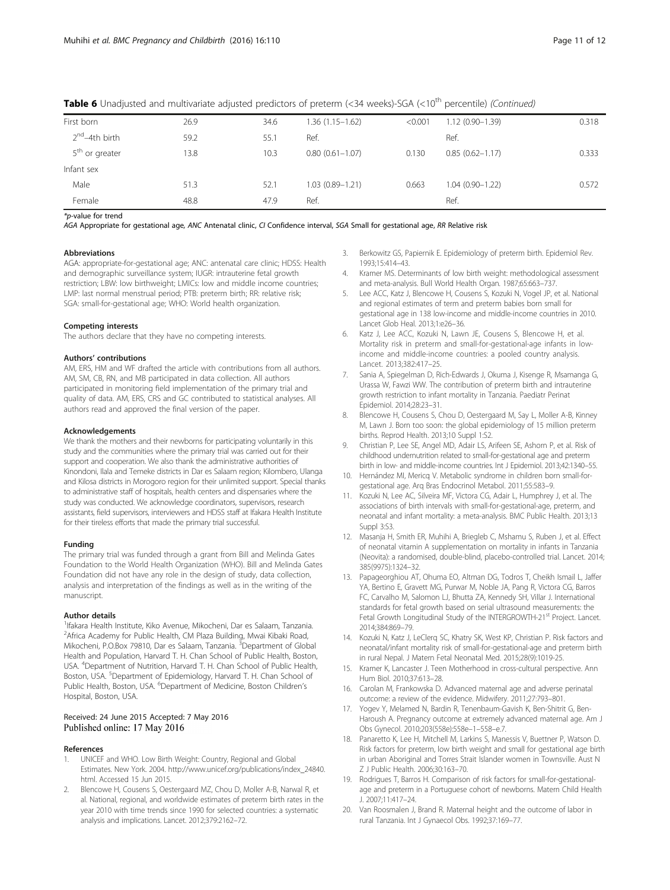**Table 6** Unadjusted and multivariate adjusted predictors of preterm (<34 weeks)-SGA (<10[th] percentile) *(Continued)*

| | | | | | | |
|---|---|---|---|---|---|---|
| First born | 26.9 | 34.6 | 1.36 (1.15–1.62) | <0.001 | 1.12 (0.90–1.39) | 0.318 |
| 2[nd]–4th birth | 59.2 | 55.1 | Ref. | | Ref. | |
| 5[th] or greater | 13.8 | 10.3 | 0.80 (0.61–1.07) | 0.130 | 0.85 (0.62–1.17) | 0.333 |
| Infant sex | | | | | | |
| Male | 51.3 | 52.1 | 1.03 (0.89–1.21) | 0.663 | 1.04 (0.90–1.22) | 0.572 |
| Female | 48.8 | 47.9 | Ref. | | Ref. | |

*p-value for trend

*AGA* Appropriate for gestational age, *ANC* Antenatal clinic, *CI* Confidence interval, *SGA* Small for gestational age, *RR* Relative risk

#### Abbreviations

AGA: appropriate-for-gestational age; ANC: antenatal care clinic; HDSS: Health and demographic surveillance system; IUGR: intrauterine fetal growth restriction; LBW: low birthweight; LMICs: low and middle income countries; LMP: last normal menstrual period; PTB: preterm birth; RR: relative risk; SGA: small-for-gestational age; WHO: World health organization.

#### Competing interests

The authors declare that they have no competing interests.

#### Authors' contributions

AM, ERS, HM and WF drafted the article with contributions from all authors. AM, SM, CB, RN, and MB participated in data collection. All authors participated in monitoring field implementation of the primary trial and quality of data. AM, ERS, CRS and GC contributed to statistical analyses. All authors read and approved the final version of the paper.

#### Acknowledgements

We thank the mothers and their newborns for participating voluntarily in this study and the communities where the primary trial was carried out for their support and cooperation. We also thank the administrative authorities of Kinondoni, Ilala and Temeke districts in Dar es Salaam region; Kilombero, Ulanga and Kilosa districts in Morogoro region for their unlimited support. Special thanks to administrative staff of hospitals, health centers and dispensaries where the study was conducted. We acknowledge coordinators, supervisors, research assistants, field supervisors, interviewers and HDSS staff at Ifakara Health Institute for their tireless efforts that made the primary trial successful.

#### Funding

The primary trial was funded through a grant from Bill and Melinda Gates Foundation to the World Health Organization (WHO). Bill and Melinda Gates Foundation did not have any role in the design of study, data collection, analysis and interpretation of the findings as well as in the writing of the manuscript.

#### Author details

[1]Ifakara Health Institute, Kiko Avenue, Mikocheni, Dar es Salaam, Tanzania. [2]Africa Academy for Public Health, CM Plaza Building, Mwai Kibaki Road, Mikocheni, P.O.Box 79810, Dar es Salaam, Tanzania. [3]Department of Global Health and Population, Harvard T. H. Chan School of Public Health, Boston, USA. [4]Department of Nutrition, Harvard T. H. Chan School of Public Health, Boston, USA. [5]Department of Epidemiology, Harvard T. H. Chan School of Public Health, Boston, USA. [6]Department of Medicine, Boston Children's Hospital, Boston, USA.

Received: 24 June 2015 Accepted: 7 May 2016
Published online: 17 May 2016

#### References

1. UNICEF and WHO. Low Birth Weight: Country, Regional and Global Estimates. New York. 2004. http://www.unicef.org/publications/index_24840.html. Accessed 15 Jun 2015.
2. Blencowe H, Cousens S, Oestergaard MZ, Chou D, Moller A-B, Narwal R, et al. National, regional, and worldwide estimates of preterm birth rates in the year 2010 with time trends since 1990 for selected countries: a systematic analysis and implications. Lancet. 2012;379:2162–72.
3. Berkowitz GS, Papiernik E. Epidemiology of preterm birth. Epidemiol Rev. 1993;15:414–43.
4. Kramer MS. Determinants of low birth weight: methodological assessment and meta-analysis. Bull World Health Organ. 1987;65:663–737.
5. Lee ACC, Katz J, Blencowe H, Cousens S, Kozuki N, Vogel JP, et al. National and regional estimates of term and preterm babies born small for gestational age in 138 low-income and middle-income countries in 2010. Lancet Glob Heal. 2013;1:e26–36.
6. Katz J, Lee ACC, Kozuki N, Lawn JE, Cousens S, Blencowe H, et al. Mortality risk in preterm and small-for-gestational-age infants in low-income and middle-income countries: a pooled country analysis. Lancet. 2013;382:417–25.
7. Sania A, Spiegelman D, Rich-Edwards J, Okuma J, Kisenge R, Msamanga G, Urassa W, Fawzi WW. The contribution of preterm birth and intrauterine growth restriction to infant mortality in Tanzania. Paediatr Perinat Epidemiol. 2014;28:23–31.
8. Blencowe H, Cousens S, Chou D, Oestergaard M, Say L, Moller A-B, Kinney M, Lawn J. Born too soon: the global epidemiology of 15 million preterm births. Reprod Health. 2013;10 Suppl 1:S2.
9. Christian P, Lee SE, Angel MD, Adair LS, Arifeen SE, Ashorn P, et al. Risk of childhood undernutrition related to small-for-gestational age and preterm birth in low- and middle-income countries. Int J Epidemiol. 2013;42:1340–55.
10. Hernández MI, Mericq V. Metabolic syndrome in children born small-for-gestational age. Arq Bras Endocrinol Metabol. 2011;55:583–9.
11. Kozuki N, Lee AC, Silveira MF, Victora CG, Adair L, Humphrey J, et al. The associations of birth intervals with small-for-gestational-age, preterm, and neonatal and infant mortality: a meta-analysis. BMC Public Health. 2013;13 Suppl 3:S3.
12. Masanja H, Smith ER, Muhihi A, Briegleb C, Mshamu S, Ruben J, et al. Effect of neonatal vitamin A supplementation on mortality in infants in Tanzania (Neovita): a randomised, double-blind, placebo-controlled trial. Lancet. 2014; 385(9975):1324–32.
13. Papageorghiou AT, Ohuma EO, Altman DG, Todros T, Cheikh Ismail L, Jaffer YA, Bertino E, Gravett MG, Purwar M, Noble JA, Pang R, Victora CG, Barros FC, Carvalho M, Salomon LJ, Bhutta ZA, Kennedy SH, Villar J. International standards for fetal growth based on serial ultrasound measurements: the Fetal Growth Longitudinal Study of the INTERGROWTH-21[st] Project. Lancet. 2014;384:869–79.
14. Kozuki N, Katz J, LeClerq SC, Khatry SK, West KP, Christian P. Risk factors and neonatal/infant mortality risk of small-for-gestational-age and preterm birth in rural Nepal. J Matern Fetal Neonatal Med. 2015;28(9):1019-25.
15. Kramer K, Lancaster J. Teen Motherhood in cross-cultural perspective. Ann Hum Biol. 2010;37:613–28.
16. Carolan M, Frankowska D. Advanced maternal age and adverse perinatal outcome: a review of the evidence. Midwifery. 2011;27:793–801.
17. Yogev Y, Melamed N, Bardin R, Tenenbaum-Gavish K, Ben-Shitrit G, Ben-Haroush A. Pregnancy outcome at extremely advanced maternal age. Am J Obs Gynecol. 2010;203(558e):558e–1–558–e.7.
18. Panaretto K, Lee H, Mitchell M, Larkins S, Manessis V, Buettner P, Watson D. Risk factors for preterm, low birth weight and small for gestational age birth in urban Aboriginal and Torres Strait Islander women in Townsville. Aust N Z J Public Health. 2006;30:163–70.
19. Rodrigues T, Barros H. Comparison of risk factors for small-for-gestational-age and preterm in a Portuguese cohort of newborns. Matern Child Health J. 2007;11:417–24.
20. Van Roosmalen J, Brand R. Maternal height and the outcome of labor in rural Tanzania. Int J Gynaecol Obs. 1992;37:169–77.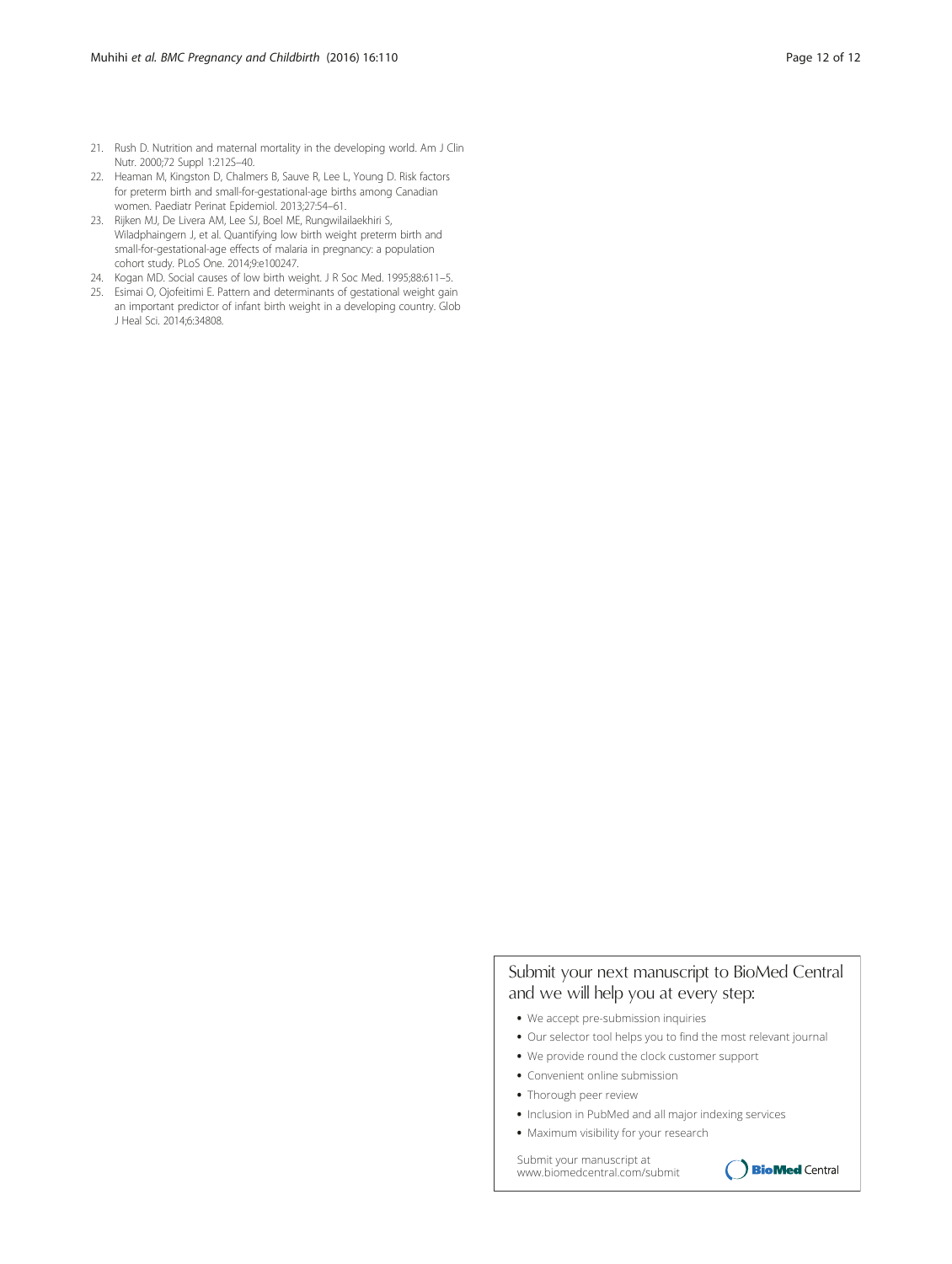21. Rush D. Nutrition and maternal mortality in the developing world. Am J Clin Nutr. 2000;72 Suppl 1:212S–40.
22. Heaman M, Kingston D, Chalmers B, Sauve R, Lee L, Young D. Risk factors for preterm birth and small-for-gestational-age births among Canadian women. Paediatr Perinat Epidemiol. 2013;27:54–61.
23. Rijken MJ, De Livera AM, Lee SJ, Boel ME, Rungwilailaekhiri S, Wiladphaingern J, et al. Quantifying low birth weight preterm birth and small-for-gestational-age effects of malaria in pregnancy: a population cohort study. PLoS One. 2014;9:e100247.
24. Kogan MD. Social causes of low birth weight. J R Soc Med. 1995;88:611–5.
25. Esimai O, Ojofeitimi E. Pattern and determinants of gestational weight gain an important predictor of infant birth weight in a developing country. Glob J Heal Sci. 2014;6:34808.

Submit your next manuscript to BioMed Central and we will help you at every step:

- We accept pre-submission inquiries
- Our selector tool helps you to find the most relevant journal
- We provide round the clock customer support
- Convenient online submission
- Thorough peer review
- Inclusion in PubMed and all major indexing services
- Maximum visibility for your research

Submit your manuscript at www.biomedcentral.com/submit

BioMed Central